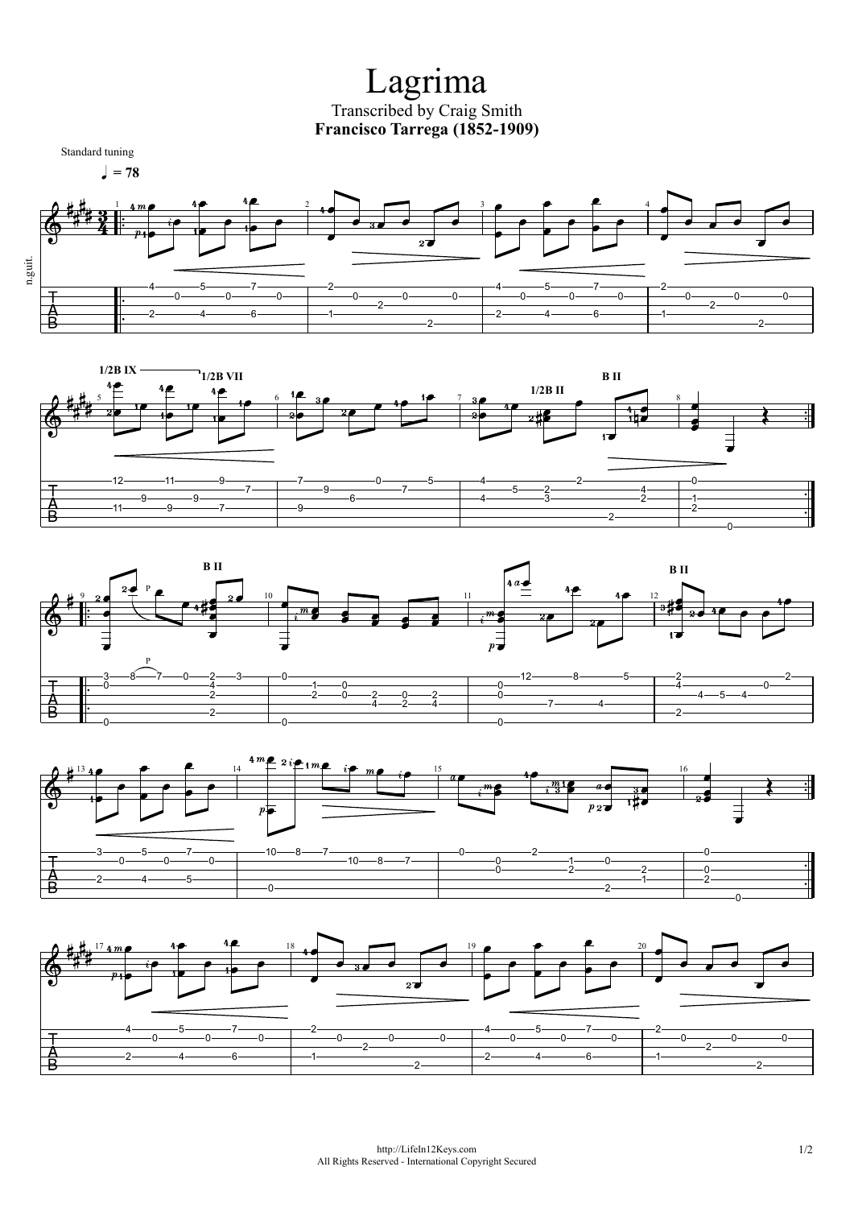# Lagrima

Transcribed by Craig Smith

**Francisco Tarrega (1852-1909)**

Standard tuning

♩ = 78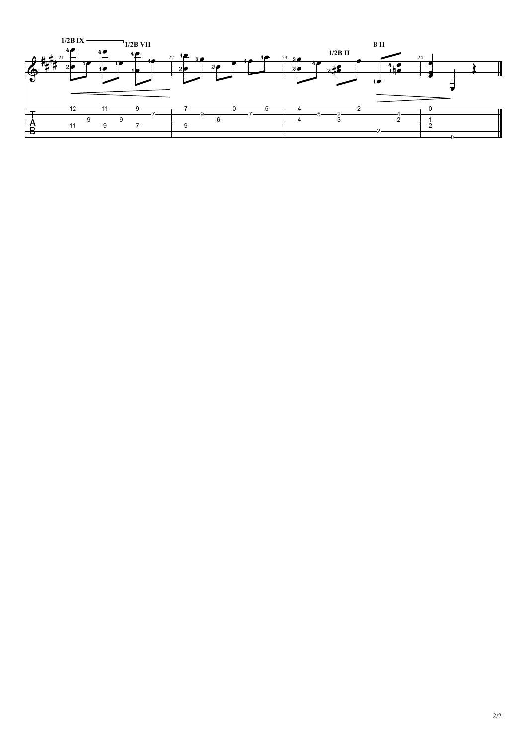1/2B IX

1/2B VII

1/2B II

B II